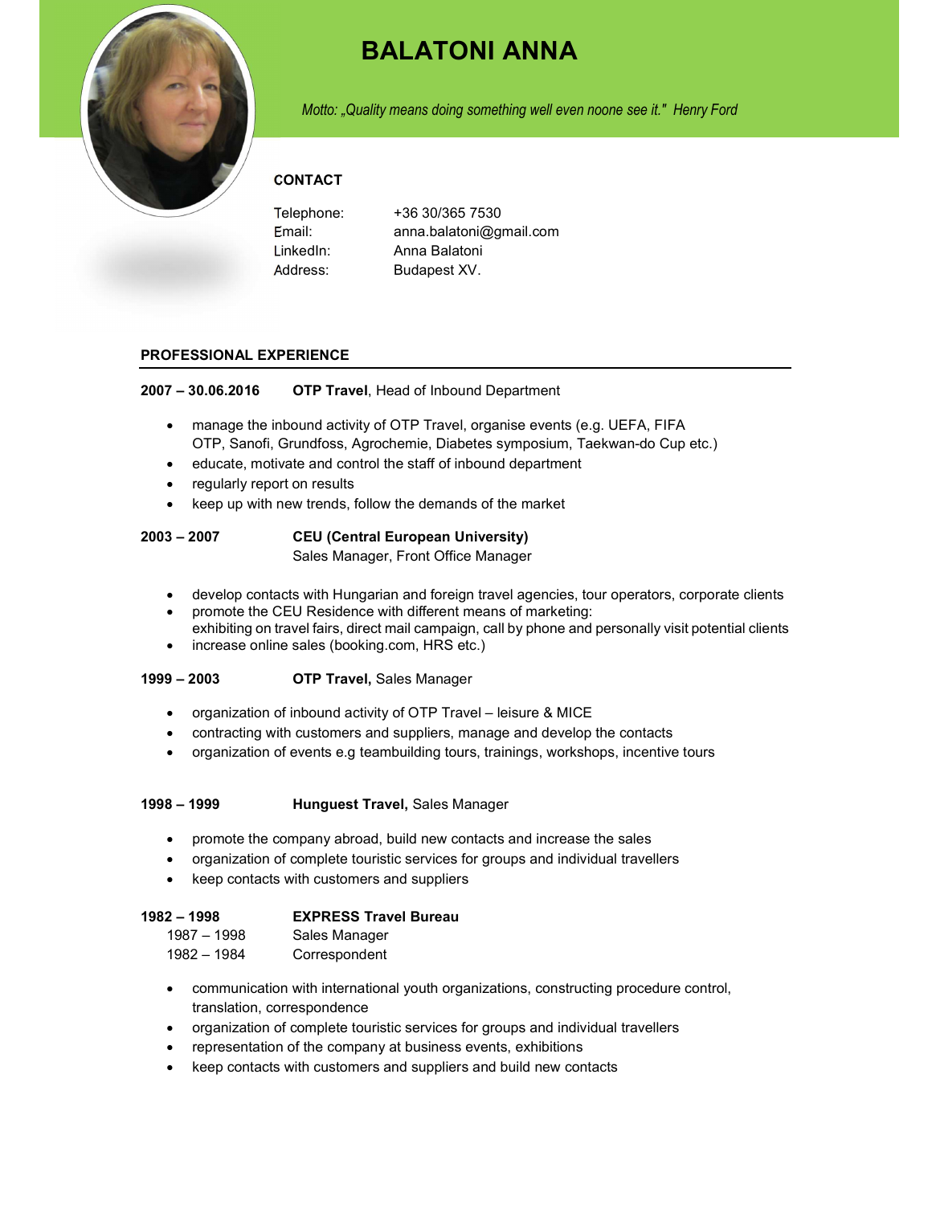# BALATONI ANNA

*Motto: „Quality means doing something well even noone see it." Henry Ford*

## CONTACT

Telephone: +36 30/365 7530
Email: anna.balatoni@gmail.com
LinkedIn: Anna Balatoni
Address: Budapest XV.

## PROFESSIONAL EXPERIENCE

**2007 – 30.06.2016** **OTP Travel**, Head of Inbound Department

- manage the inbound activity of OTP Travel, organise events (e.g. UEFA, FIFA OTP, Sanofi, Grundfoss, Agrochemie, Diabetes symposium, Taekwan-do Cup etc.)
- educate, motivate and control the staff of inbound department
- regularly report on results
- keep up with new trends, follow the demands of the market

**2003 – 2007** **CEU (Central European University)**
Sales Manager, Front Office Manager

- develop contacts with Hungarian and foreign travel agencies, tour operators, corporate clients
- promote the CEU Residence with different means of marketing: exhibiting on travel fairs, direct mail campaign, call by phone and personally visit potential clients
- increase online sales (booking.com, HRS etc.)

**1999 – 2003** **OTP Travel,** Sales Manager

- organization of inbound activity of OTP Travel – leisure & MICE
- contracting with customers and suppliers, manage and develop the contacts
- organization of events e.g teambuilding tours, trainings, workshops, incentive tours

**1998 – 1999** **Hunguest Travel,** Sales Manager

- promote the company abroad, build new contacts and increase the sales
- organization of complete touristic services for groups and individual travellers
- keep contacts with customers and suppliers

**1982 – 1998** **EXPRESS Travel Bureau**
1987 – 1998 Sales Manager
1982 – 1984 Correspondent

- communication with international youth organizations, constructing procedure control, translation, correspondence
- organization of complete touristic services for groups and individual travellers
- representation of the company at business events, exhibitions
- keep contacts with customers and suppliers and build new contacts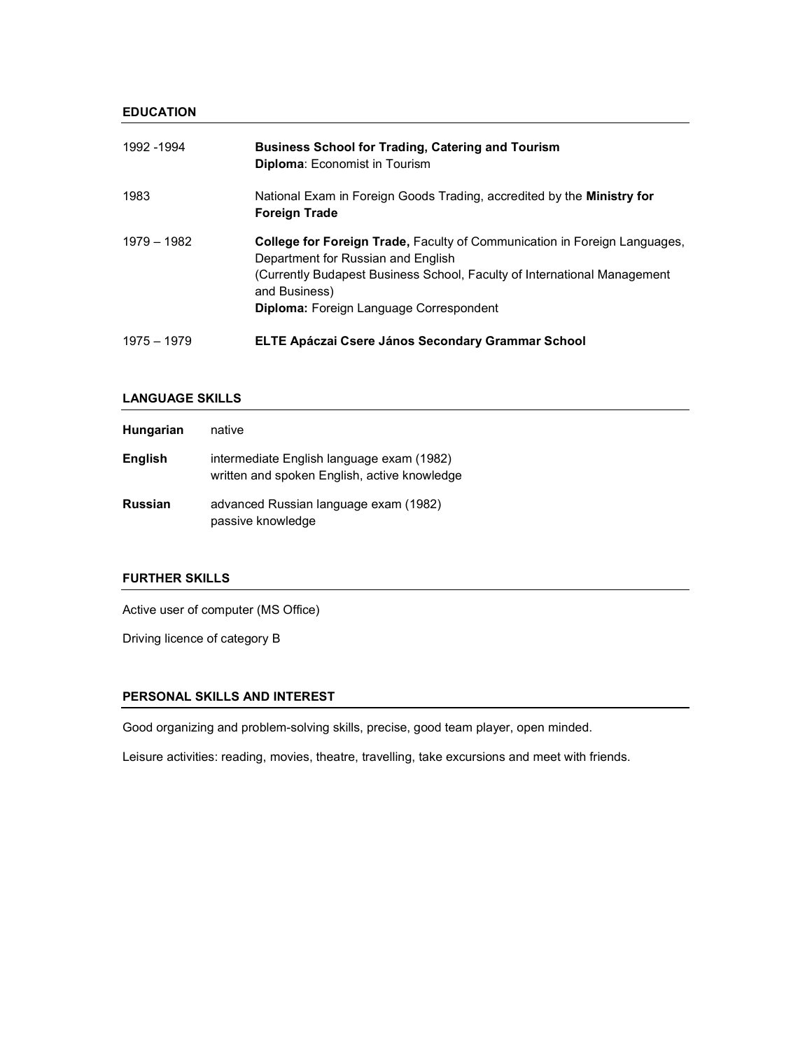## EDUCATION

| | |
|---|---|
| 1992 -1994 | **Business School for Trading, Catering and Tourism**<br>**Diploma**: Economist in Tourism |
| 1983 | National Exam in Foreign Goods Trading, accredited by the **Ministry for Foreign Trade** |
| 1979 – 1982 | **College for Foreign Trade,** Faculty of Communication in Foreign Languages, Department for Russian and English<br>(Currently Budapest Business School, Faculty of International Management and Business)<br>**Diploma:** Foreign Language Correspondent |
| 1975 – 1979 | **ELTE Apáczai Csere János Secondary Grammar School** |

## LANGUAGE SKILLS

| | |
|---|---|
| **Hungarian** | native |
| **English** | intermediate English language exam (1982)<br>written and spoken English, active knowledge |
| **Russian** | advanced Russian language exam (1982)<br>passive knowledge |

## FURTHER SKILLS

Active user of computer (MS Office)

Driving licence of category B

## PERSONAL SKILLS AND INTEREST

Good organizing and problem-solving skills, precise, good team player, open minded.

Leisure activities: reading, movies, theatre, travelling, take excursions and meet with friends.